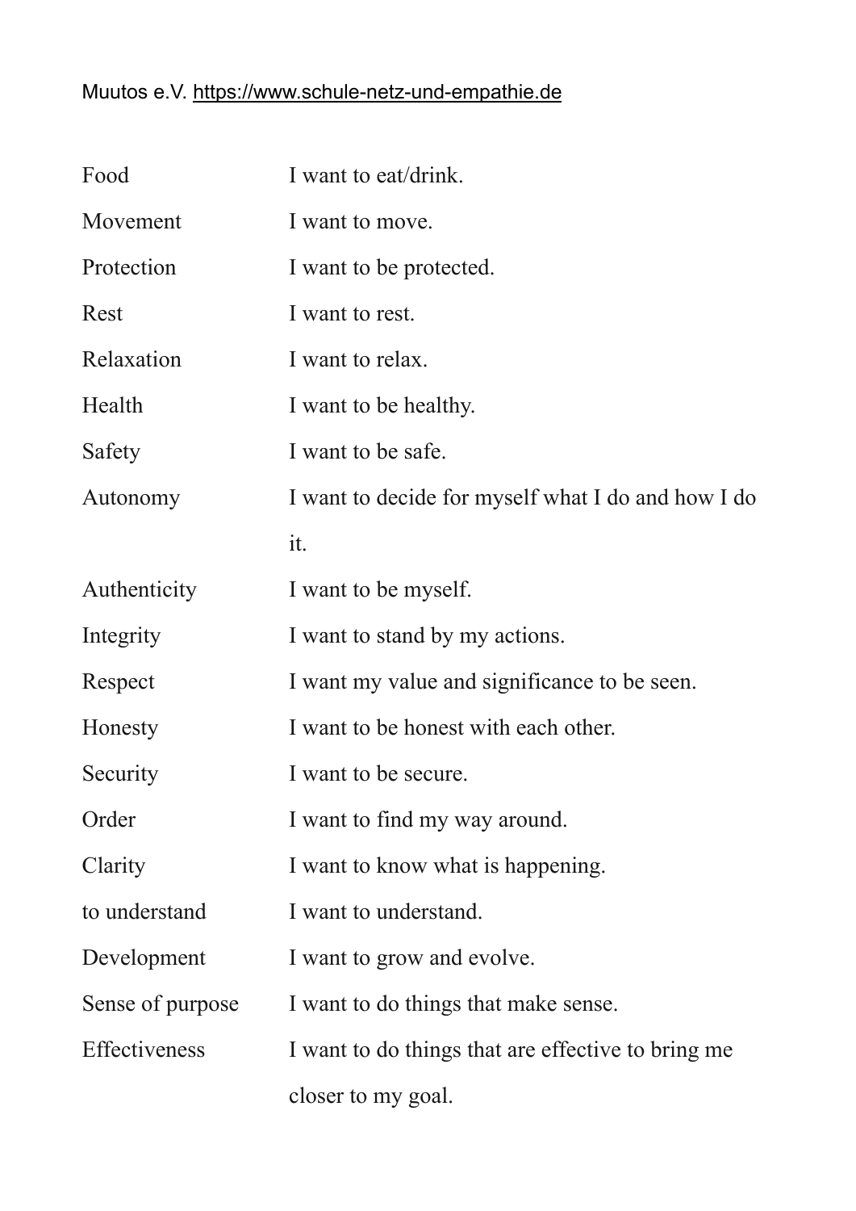Muutos e.V. https://www.schule-netz-und-empathie.de

| | |
|---|---|
| Food | I want to eat/drink. |
| Movement | I want to move. |
| Protection | I want to be protected. |
| Rest | I want to rest. |
| Relaxation | I want to relax. |
| Health | I want to be healthy. |
| Safety | I want to be safe. |
| Autonomy | I want to decide for myself what I do and how I do it. |
| Authenticity | I want to be myself. |
| Integrity | I want to stand by my actions. |
| Respect | I want my value and significance to be seen. |
| Honesty | I want to be honest with each other. |
| Security | I want to be secure. |
| Order | I want to find my way around. |
| Clarity | I want to know what is happening. |
| to understand | I want to understand. |
| Development | I want to grow and evolve. |
| Sense of purpose | I want to do things that make sense. |
| Effectiveness | I want to do things that are effective to bring me closer to my goal. |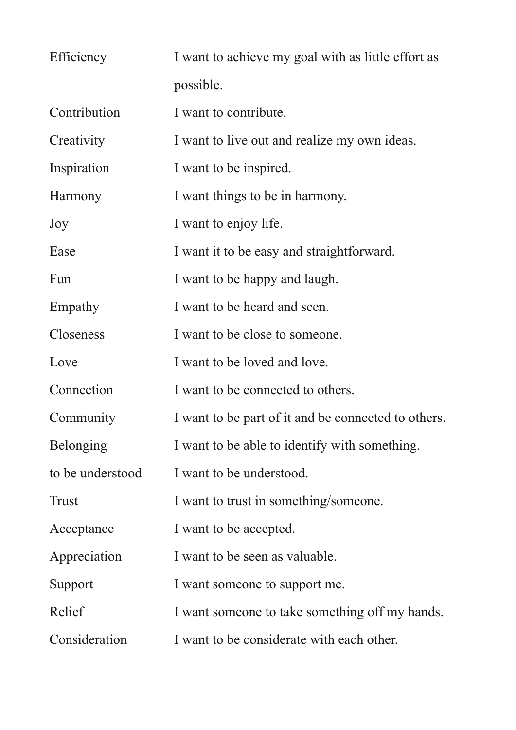| | |
|---|---|
| Efficiency | I want to achieve my goal with as little effort as possible. |
| Contribution | I want to contribute. |
| Creativity | I want to live out and realize my own ideas. |
| Inspiration | I want to be inspired. |
| Harmony | I want things to be in harmony. |
| Joy | I want to enjoy life. |
| Ease | I want it to be easy and straightforward. |
| Fun | I want to be happy and laugh. |
| Empathy | I want to be heard and seen. |
| Closeness | I want to be close to someone. |
| Love | I want to be loved and love. |
| Connection | I want to be connected to others. |
| Community | I want to be part of it and be connected to others. |
| Belonging | I want to be able to identify with something. |
| to be understood | I want to be understood. |
| Trust | I want to trust in something/someone. |
| Acceptance | I want to be accepted. |
| Appreciation | I want to be seen as valuable. |
| Support | I want someone to support me. |
| Relief | I want someone to take something off my hands. |
| Consideration | I want to be considerate with each other. |